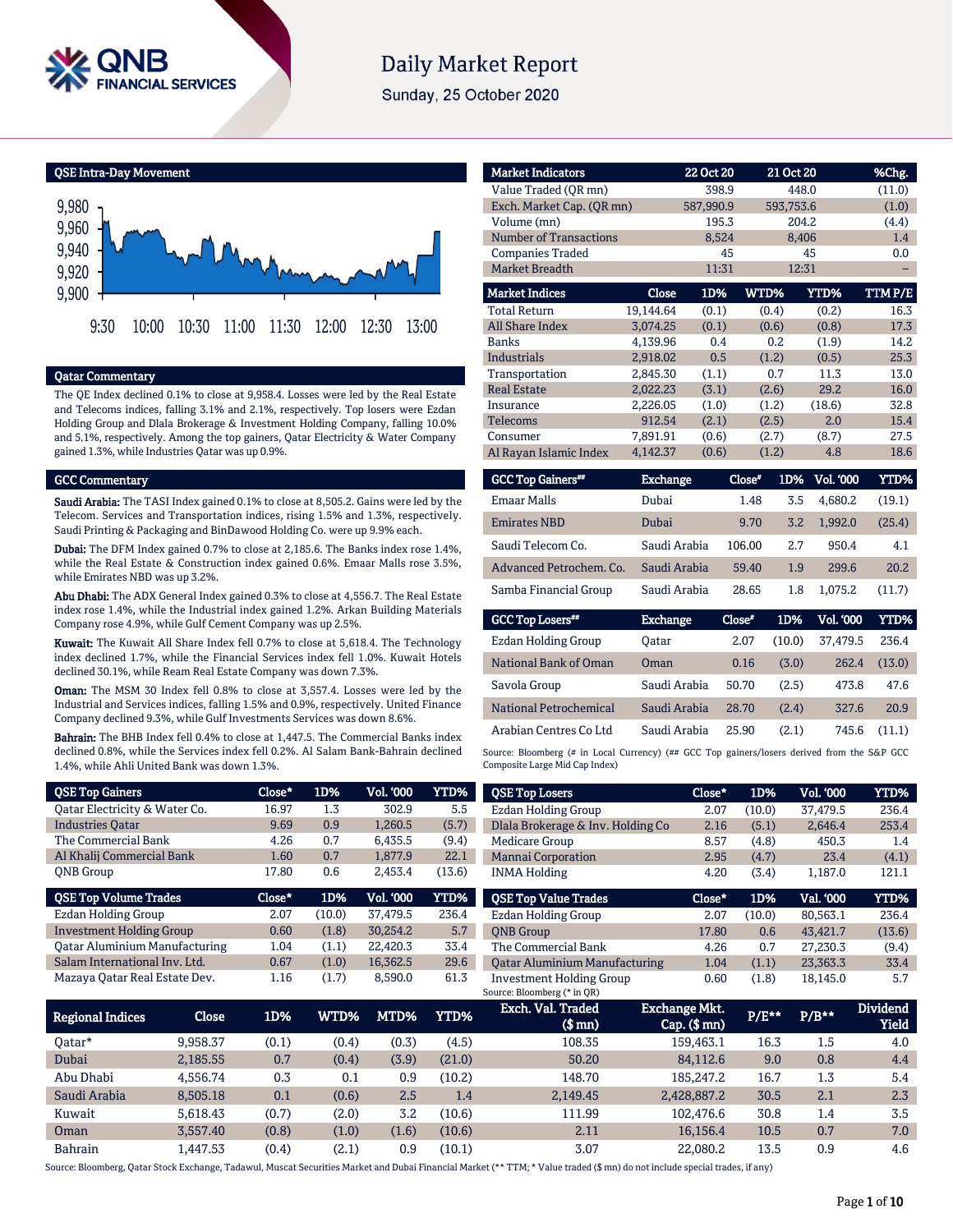# Daily Market Report

Sunday, 25 October 2020

## QSE Intra-Day Movement

## Qatar Commentary

The QE Index declined 0.1% to close at 9,958.4. Losses were led by the Real Estate and Telecoms indices, falling 3.1% and 2.1%, respectively. Top losers were Ezdan Holding Group and Dlala Brokerage & Investment Holding Company, falling 10.0% and 5.1%, respectively. Among the top gainers, Qatar Electricity & Water Company gained 1.3%, while Industries Qatar was up 0.9%.

## GCC Commentary

**Saudi Arabia:** The TASI Index gained 0.1% to close at 8,505.2. Gains were led by the Telecom. Services and Transportation indices, rising 1.5% and 1.3%, respectively. Saudi Printing & Packaging and BinDawood Holding Co. were up 9.9% each.

**Dubai:** The DFM Index gained 0.7% to close at 2,185.6. The Banks index rose 1.4%, while the Real Estate & Construction index gained 0.6%. Emaar Malls rose 3.5%, while Emirates NBD was up 3.2%.

**Abu Dhabi:** The ADX General Index gained 0.3% to close at 4,556.7. The Real Estate index rose 1.4%, while the Industrial index gained 1.2%. Arkan Building Materials Company rose 4.9%, while Gulf Cement Company was up 2.5%.

**Kuwait:** The Kuwait All Share Index fell 0.7% to close at 5,618.4. The Technology index declined 1.7%, while the Financial Services index fell 1.0%. Kuwait Hotels declined 30.1%, while Ream Real Estate Company was down 7.3%.

**Oman:** The MSM 30 Index fell 0.8% to close at 3,557.4. Losses were led by the Industrial and Services indices, falling 1.5% and 0.9%, respectively. United Finance Company declined 9.3%, while Gulf Investments Services was down 8.6%.

**Bahrain:** The BHB Index fell 0.4% to close at 1,447.5. The Commercial Banks index declined 0.8%, while the Services index fell 0.2%. Al Salam Bank-Bahrain declined 1.4%, while Ahli United Bank was down 1.3%.

| Market Indicators | 22 Oct 20 | 21 Oct 20 | %Chg. |
|---|---|---|---|
| Value Traded (QR mn) | 398.9 | 448.0 | (11.0) |
| Exch. Market Cap. (QR mn) | 587,990.9 | 593,753.6 | (1.0) |
| Volume (mn) | 195.3 | 204.2 | (4.4) |
| Number of Transactions | 8,524 | 8,406 | 1.4 |
| Companies Traded | 45 | 45 | 0.0 |
| Market Breadth | 11:31 | 12:31 | – |

| Market Indices | Close | 1D% | WTD% | YTD% | TTM P/E |
|---|---|---|---|---|---|
| Total Return | 19,144.64 | (0.1) | (0.4) | (0.2) | 16.3 |
| All Share Index | 3,074.25 | (0.1) | (0.6) | (0.8) | 17.3 |
| Banks | 4,139.96 | 0.4 | 0.2 | (1.9) | 14.2 |
| Industrials | 2,918.02 | 0.5 | (1.2) | (0.5) | 25.3 |
| Transportation | 2,845.30 | (1.1) | 0.7 | 11.3 | 13.0 |
| Real Estate | 2,022.23 | (3.1) | (2.6) | 29.2 | 16.0 |
| Insurance | 2,226.05 | (1.0) | (1.2) | (18.6) | 32.8 |
| Telecoms | 912.54 | (2.1) | (2.5) | 2.0 | 15.4 |
| Consumer | 7,891.91 | (0.6) | (2.7) | (8.7) | 27.5 |
| Al Rayan Islamic Index | 4,142.37 | (0.6) | (1.2) | 4.8 | 18.6 |

| GCC Top Gainers## | Exchange | Close# | 1D% | Vol. '000 | YTD% |
|---|---|---|---|---|---|
| Emaar Malls | Dubai | 1.48 | 3.5 | 4,680.2 | (19.1) |
| Emirates NBD | Dubai | 9.70 | 3.2 | 1,992.0 | (25.4) |
| Saudi Telecom Co. | Saudi Arabia | 106.00 | 2.7 | 950.4 | 4.1 |
| Advanced Petrochem. Co. | Saudi Arabia | 59.40 | 1.9 | 299.6 | 20.2 |
| Samba Financial Group | Saudi Arabia | 28.65 | 1.8 | 1,075.2 | (11.7) |

| GCC Top Losers## | Exchange | Close# | 1D% | Vol. '000 | YTD% |
|---|---|---|---|---|---|
| Ezdan Holding Group | Qatar | 2.07 | (10.0) | 37,479.5 | 236.4 |
| National Bank of Oman | Oman | 0.16 | (3.0) | 262.4 | (13.0) |
| Savola Group | Saudi Arabia | 50.70 | (2.5) | 473.8 | 47.6 |
| National Petrochemical | Saudi Arabia | 28.70 | (2.4) | 327.6 | 20.9 |
| Arabian Centres Co Ltd | Saudi Arabia | 25.90 | (2.1) | 745.6 | (11.1) |

Source: Bloomberg (# in Local Currency) (## GCC Top gainers/losers derived from the S&P GCC Composite Large Mid Cap Index)

| QSE Top Gainers | Close* | 1D% | Vol. '000 | YTD% |
|---|---|---|---|---|
| Qatar Electricity & Water Co. | 16.97 | 1.3 | 302.9 | 5.5 |
| Industries Qatar | 9.69 | 0.9 | 1,260.5 | (5.7) |
| The Commercial Bank | 4.26 | 0.7 | 6,435.5 | (9.4) |
| Al Khalij Commercial Bank | 1.60 | 0.7 | 1,877.9 | 22.1 |
| QNB Group | 17.80 | 0.6 | 2,453.4 | (13.6) |

| QSE Top Losers | Close* | 1D% | Vol. '000 | YTD% |
|---|---|---|---|---|
| Ezdan Holding Group | 2.07 | (10.0) | 37,479.5 | 236.4 |
| Dlala Brokerage & Inv. Holding Co | 2.16 | (5.1) | 2,646.4 | 253.4 |
| Medicare Group | 8.57 | (4.8) | 450.3 | 1.4 |
| Mannai Corporation | 2.95 | (4.7) | 23.4 | (4.1) |
| INMA Holding | 4.20 | (3.4) | 1,187.0 | 121.1 |

| QSE Top Volume Trades | Close* | 1D% | Vol. '000 | YTD% |
|---|---|---|---|---|
| Ezdan Holding Group | 2.07 | (10.0) | 37,479.5 | 236.4 |
| Investment Holding Group | 0.60 | (1.8) | 30,254.2 | 5.7 |
| Qatar Aluminium Manufacturing | 1.04 | (1.1) | 22,420.3 | 33.4 |
| Salam International Inv. Ltd. | 0.67 | (1.0) | 16,362.5 | 29.6 |
| Mazaya Qatar Real Estate Dev. | 1.16 | (1.7) | 8,590.0 | 61.3 |

| QSE Top Value Trades | Close* | 1D% | Val. '000 | YTD% |
|---|---|---|---|---|
| Ezdan Holding Group | 2.07 | (10.0) | 80,563.1 | 236.4 |
| QNB Group | 17.80 | 0.6 | 43,421.7 | (13.6) |
| The Commercial Bank | 4.26 | 0.7 | 27,230.3 | (9.4) |
| Qatar Aluminium Manufacturing | 1.04 | (1.1) | 23,363.3 | 33.4 |
| Investment Holding Group | 0.60 | (1.8) | 18,145.0 | 5.7 |

Source: Bloomberg (* in QR)

| Regional Indices | Close | 1D% | WTD% | MTD% | YTD% | Exch. Val. Traded ($ mn) | Exchange Mkt. Cap. ($ mn) | P/E** | P/B** | Dividend Yield |
|---|---|---|---|---|---|---|---|---|---|---|
| Qatar* | 9,958.37 | (0.1) | (0.4) | (0.3) | (4.5) | 108.35 | 159,463.1 | 16.3 | 1.5 | 4.0 |
| Dubai | 2,185.55 | 0.7 | (0.4) | (3.9) | (21.0) | 50.20 | 84,112.6 | 9.0 | 0.8 | 4.4 |
| Abu Dhabi | 4,556.74 | 0.3 | 0.1 | 0.9 | (10.2) | 148.70 | 185,247.2 | 16.7 | 1.3 | 5.4 |
| Saudi Arabia | 8,505.18 | 0.1 | (0.6) | 2.5 | 1.4 | 2,149.45 | 2,428,887.2 | 30.5 | 2.1 | 2.3 |
| Kuwait | 5,618.43 | (0.7) | (2.0) | 3.2 | (10.6) | 111.99 | 102,476.6 | 30.8 | 1.4 | 3.5 |
| Oman | 3,557.40 | (0.8) | (1.0) | (1.6) | (10.6) | 2.11 | 16,156.4 | 10.5 | 0.7 | 7.0 |
| Bahrain | 1,447.53 | (0.4) | (2.1) | 0.9 | (10.1) | 3.07 | 22,080.2 | 13.5 | 0.9 | 4.6 |

Source: Bloomberg, Qatar Stock Exchange, Tadawul, Muscat Securities Market and Dubai Financial Market (** TTM; * Value traded ($ mn) do not include special trades, if any)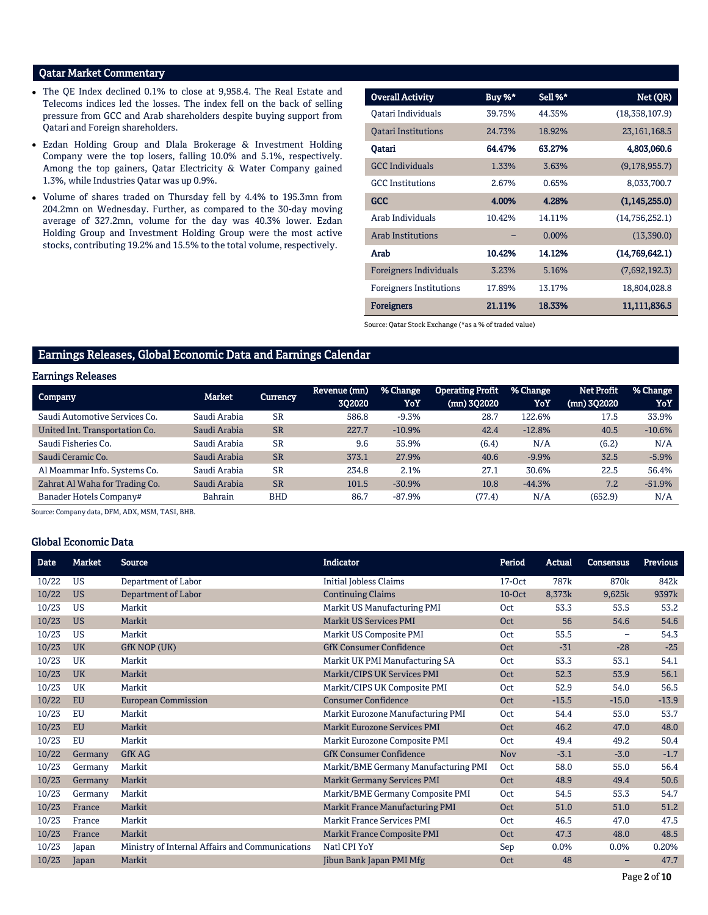## Qatar Market Commentary

- The QE Index declined 0.1% to close at 9,958.4. The Real Estate and Telecoms indices led the losses. The index fell on the back of selling pressure from GCC and Arab shareholders despite buying support from Qatari and Foreign shareholders.
- Ezdan Holding Group and Dlala Brokerage & Investment Holding Company were the top losers, falling 10.0% and 5.1%, respectively. Among the top gainers, Qatar Electricity & Water Company gained 1.3%, while Industries Qatar was up 0.9%.
- Volume of shares traded on Thursday fell by 4.4% to 195.3mn from 204.2mn on Wednesday. Further, as compared to the 30-day moving average of 327.2mn, volume for the day was 40.3% lower. Ezdan Holding Group and Investment Holding Group were the most active stocks, contributing 19.2% and 15.5% to the total volume, respectively.

| Overall Activity | Buy %* | Sell %* | Net (QR) |
|---|---|---|---|
| Qatari Individuals | 39.75% | 44.35% | (18,358,107.9) |
| Qatari Institutions | 24.73% | 18.92% | 23,161,168.5 |
| **Qatari** | **64.47%** | **63.27%** | **4,803,060.6** |
| GCC Individuals | 1.33% | 3.63% | (9,178,955.7) |
| GCC Institutions | 2.67% | 0.65% | 8,033,700.7 |
| **GCC** | **4.00%** | **4.28%** | **(1,145,255.0)** |
| Arab Individuals | 10.42% | 14.11% | (14,756,252.1) |
| Arab Institutions | – | 0.00% | (13,390.0) |
| **Arab** | **10.42%** | **14.12%** | **(14,769,642.1)** |
| Foreigners Individuals | 3.23% | 5.16% | (7,692,192.3) |
| Foreigners Institutions | 17.89% | 13.17% | 18,804,028.8 |
| **Foreigners** | **21.11%** | **18.33%** | **11,111,836.5** |

Source: Qatar Stock Exchange (*as a % of traded value)

## Earnings Releases, Global Economic Data and Earnings Calendar

### Earnings Releases

| Company | Market | Currency | Revenue (mn) 3Q2020 | % Change YoY | Operating Profit (mn) 3Q2020 | % Change YoY | Net Profit (mn) 3Q2020 | % Change YoY |
|---|---|---|---|---|---|---|---|---|
| Saudi Automotive Services Co. | Saudi Arabia | SR | 586.8 | -9.3% | 28.7 | 122.6% | 17.5 | 33.9% |
| United Int. Transportation Co. | Saudi Arabia | SR | 227.7 | -10.9% | 42.4 | -12.8% | 40.5 | -10.6% |
| Saudi Fisheries Co. | Saudi Arabia | SR | 9.6 | 55.9% | (6.4) | N/A | (6.2) | N/A |
| Saudi Ceramic Co. | Saudi Arabia | SR | 373.1 | 27.9% | 40.6 | -9.9% | 32.5 | -5.9% |
| Al Moammar Info. Systems Co. | Saudi Arabia | SR | 234.8 | 2.1% | 27.1 | 30.6% | 22.5 | 56.4% |
| Zahrat Al Waha for Trading Co. | Saudi Arabia | SR | 101.5 | -30.9% | 10.8 | -44.3% | 7.2 | -51.9% |
| Banader Hotels Company# | Bahrain | BHD | 86.7 | -87.9% | (77.4) | N/A | (652.9) | N/A |

Source: Company data, DFM, ADX, MSM, TASI, BHB.

### Global Economic Data

| Date | Market | Source | Indicator | Period | Actual | Consensus | Previous |
|---|---|---|---|---|---|---|---|
| 10/22 | US | Department of Labor | Initial Jobless Claims | 17-Oct | 787k | 870k | 842k |
| 10/22 | US | Department of Labor | Continuing Claims | 10-Oct | 8,373k | 9,625k | 9397k |
| 10/23 | US | Markit | Markit US Manufacturing PMI | Oct | 53.3 | 53.5 | 53.2 |
| 10/23 | US | Markit | Markit US Services PMI | Oct | 56 | 54.6 | 54.6 |
| 10/23 | US | Markit | Markit US Composite PMI | Oct | 55.5 | – | 54.3 |
| 10/23 | UK | GfK NOP (UK) | GfK Consumer Confidence | Oct | -31 | -28 | -25 |
| 10/23 | UK | Markit | Markit UK PMI Manufacturing SA | Oct | 53.3 | 53.1 | 54.1 |
| 10/23 | UK | Markit | Markit/CIPS UK Services PMI | Oct | 52.3 | 53.9 | 56.1 |
| 10/23 | UK | Markit | Markit/CIPS UK Composite PMI | Oct | 52.9 | 54.0 | 56.5 |
| 10/22 | EU | European Commission | Consumer Confidence | Oct | -15.5 | -15.0 | -13.9 |
| 10/23 | EU | Markit | Markit Eurozone Manufacturing PMI | Oct | 54.4 | 53.0 | 53.7 |
| 10/23 | EU | Markit | Markit Eurozone Services PMI | Oct | 46.2 | 47.0 | 48.0 |
| 10/23 | EU | Markit | Markit Eurozone Composite PMI | Oct | 49.4 | 49.2 | 50.4 |
| 10/22 | Germany | GfK AG | GfK Consumer Confidence | Nov | -3.1 | -3.0 | -1.7 |
| 10/23 | Germany | Markit | Markit/BME Germany Manufacturing PMI | Oct | 58.0 | 55.0 | 56.4 |
| 10/23 | Germany | Markit | Markit Germany Services PMI | Oct | 48.9 | 49.4 | 50.6 |
| 10/23 | Germany | Markit | Markit/BME Germany Composite PMI | Oct | 54.5 | 53.3 | 54.7 |
| 10/23 | France | Markit | Markit France Manufacturing PMI | Oct | 51.0 | 51.0 | 51.2 |
| 10/23 | France | Markit | Markit France Services PMI | Oct | 46.5 | 47.0 | 47.5 |
| 10/23 | France | Markit | Markit France Composite PMI | Oct | 47.3 | 48.0 | 48.5 |
| 10/23 | Japan | Ministry of Internal Affairs and Communications | Natl CPI YoY | Sep | 0.0% | 0.0% | 0.20% |
| 10/23 | Japan | Markit | Jibun Bank Japan PMI Mfg | Oct | 48 | – | 47.7 |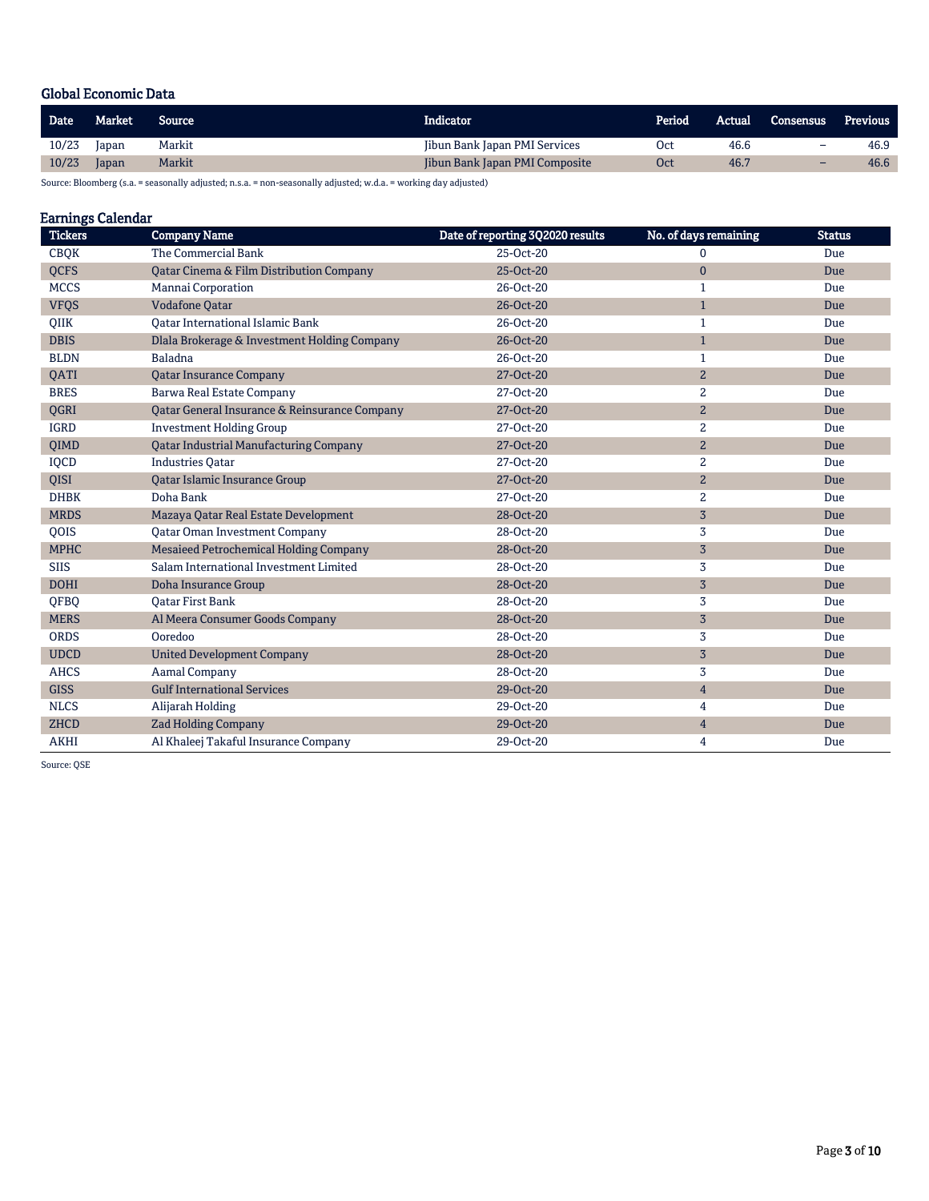## Global Economic Data

| Date | Market | Source | Indicator | Period | Actual | Consensus | Previous |
|---|---|---|---|---|---|---|---|
| 10/23 | Japan | Markit | Jibun Bank Japan PMI Services | Oct | 46.6 | – | 46.9 |
| 10/23 | Japan | Markit | Jibun Bank Japan PMI Composite | Oct | 46.7 | – | 46.6 |

Source: Bloomberg (s.a. = seasonally adjusted; n.s.a. = non-seasonally adjusted; w.d.a. = working day adjusted)

## Earnings Calendar

| Tickers | Company Name | Date of reporting 3Q2020 results | No. of days remaining | Status |
|---|---|---|---|---|
| CBQK | The Commercial Bank | 25-Oct-20 | 0 | Due |
| QCFS | Qatar Cinema & Film Distribution Company | 25-Oct-20 | 0 | Due |
| MCCS | Mannai Corporation | 26-Oct-20 | 1 | Due |
| VFQS | Vodafone Qatar | 26-Oct-20 | 1 | Due |
| QIIK | Qatar International Islamic Bank | 26-Oct-20 | 1 | Due |
| DBIS | Dlala Brokerage & Investment Holding Company | 26-Oct-20 | 1 | Due |
| BLDN | Baladna | 26-Oct-20 | 1 | Due |
| QATI | Qatar Insurance Company | 27-Oct-20 | 2 | Due |
| BRES | Barwa Real Estate Company | 27-Oct-20 | 2 | Due |
| QGRI | Qatar General Insurance & Reinsurance Company | 27-Oct-20 | 2 | Due |
| IGRD | Investment Holding Group | 27-Oct-20 | 2 | Due |
| QIMD | Qatar Industrial Manufacturing Company | 27-Oct-20 | 2 | Due |
| IQCD | Industries Qatar | 27-Oct-20 | 2 | Due |
| QISI | Qatar Islamic Insurance Group | 27-Oct-20 | 2 | Due |
| DHBK | Doha Bank | 27-Oct-20 | 2 | Due |
| MRDS | Mazaya Qatar Real Estate Development | 28-Oct-20 | 3 | Due |
| QOIS | Qatar Oman Investment Company | 28-Oct-20 | 3 | Due |
| MPHC | Mesaieed Petrochemical Holding Company | 28-Oct-20 | 3 | Due |
| SIIS | Salam International Investment Limited | 28-Oct-20 | 3 | Due |
| DOHI | Doha Insurance Group | 28-Oct-20 | 3 | Due |
| QFBQ | Qatar First Bank | 28-Oct-20 | 3 | Due |
| MERS | Al Meera Consumer Goods Company | 28-Oct-20 | 3 | Due |
| ORDS | Ooredoo | 28-Oct-20 | 3 | Due |
| UDCD | United Development Company | 28-Oct-20 | 3 | Due |
| AHCS | Aamal Company | 28-Oct-20 | 3 | Due |
| GISS | Gulf International Services | 29-Oct-20 | 4 | Due |
| NLCS | Alijarah Holding | 29-Oct-20 | 4 | Due |
| ZHCD | Zad Holding Company | 29-Oct-20 | 4 | Due |
| AKHI | Al Khaleej Takaful Insurance Company | 29-Oct-20 | 4 | Due |

Source: QSE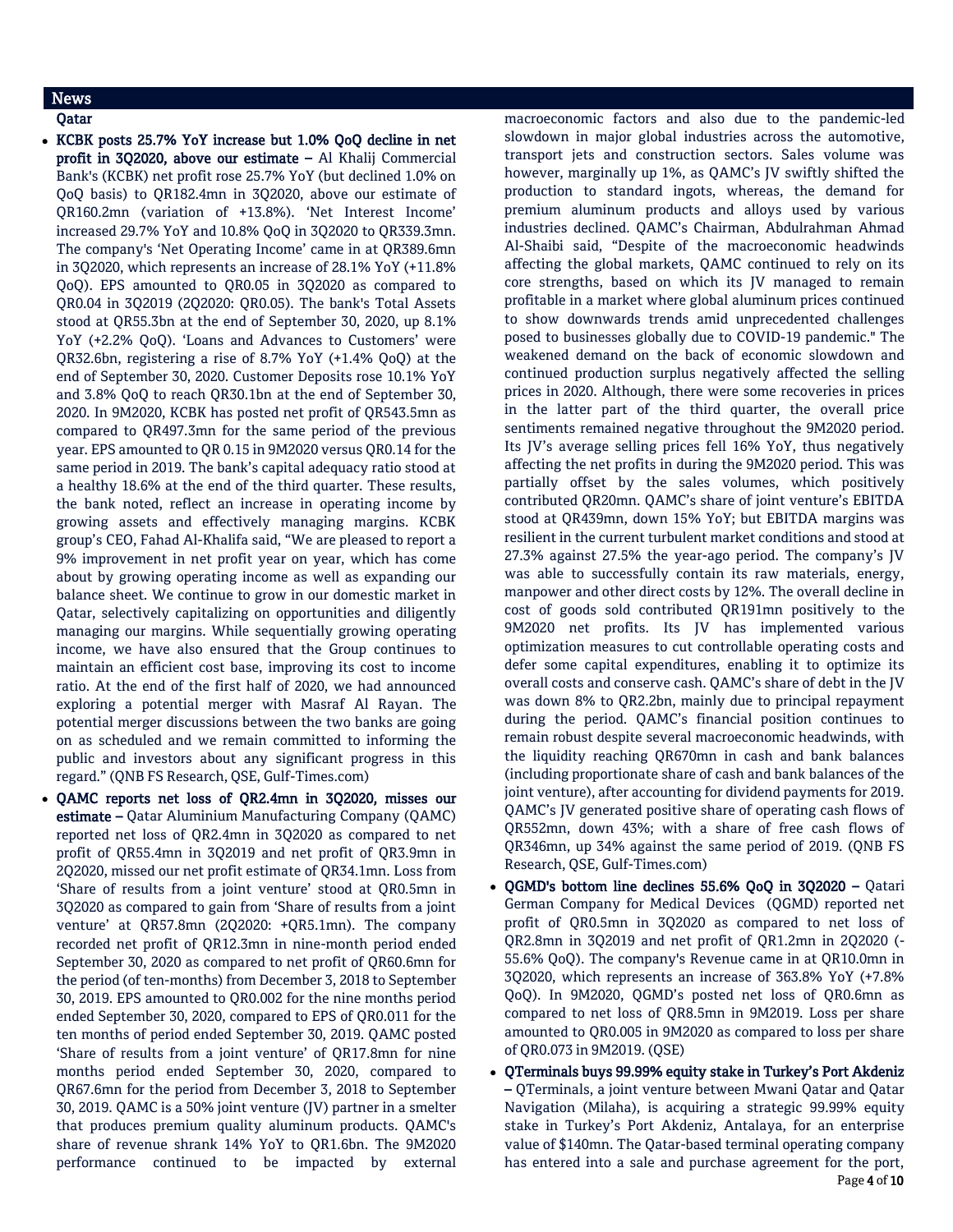## News

### Qatar

- **KCBK posts 25.7% YoY increase but 1.0% QoQ decline in net profit in 3Q2020, above our estimate –** Al Khalij Commercial Bank's (KCBK) net profit rose 25.7% YoY (but declined 1.0% on QoQ basis) to QR182.4mn in 3Q2020, above our estimate of QR160.2mn (variation of +13.8%). 'Net Interest Income' increased 29.7% YoY and 10.8% QoQ in 3Q2020 to QR339.3mn. The company's 'Net Operating Income' came in at QR389.6mn in 3Q2020, which represents an increase of 28.1% YoY (+11.8% QoQ). EPS amounted to QR0.05 in 3Q2020 as compared to QR0.04 in 3Q2019 (2Q2020: QR0.05). The bank's Total Assets stood at QR55.3bn at the end of September 30, 2020, up 8.1% YoY (+2.2% QoQ). 'Loans and Advances to Customers' were QR32.6bn, registering a rise of 8.7% YoY (+1.4% QoQ) at the end of September 30, 2020. Customer Deposits rose 10.1% YoY and 3.8% QoQ to reach QR30.1bn at the end of September 30, 2020. In 9M2020, KCBK has posted net profit of QR543.5mn as compared to QR497.3mn for the same period of the previous year. EPS amounted to QR 0.15 in 9M2020 versus QR0.14 for the same period in 2019. The bank's capital adequacy ratio stood at a healthy 18.6% at the end of the third quarter. These results, the bank noted, reflect an increase in operating income by growing assets and effectively managing margins. KCBK group's CEO, Fahad Al-Khalifa said, "We are pleased to report a 9% improvement in net profit year on year, which has come about by growing operating income as well as expanding our balance sheet. We continue to grow in our domestic market in Qatar, selectively capitalizing on opportunities and diligently managing our margins. While sequentially growing operating income, we have also ensured that the Group continues to maintain an efficient cost base, improving its cost to income ratio. At the end of the first half of 2020, we had announced exploring a potential merger with Masraf Al Rayan. The potential merger discussions between the two banks are going on as scheduled and we remain committed to informing the public and investors about any significant progress in this regard." (QNB FS Research, QSE, Gulf-Times.com)

- **QAMC reports net loss of QR2.4mn in 3Q2020, misses our estimate –** Qatar Aluminium Manufacturing Company (QAMC) reported net loss of QR2.4mn in 3Q2020 as compared to net profit of QR55.4mn in 3Q2019 and net profit of QR3.9mn in 2Q2020, missed our net profit estimate of QR34.1mn. Loss from 'Share of results from a joint venture' stood at QR0.5mn in 3Q2020 as compared to gain from 'Share of results from a joint venture' at QR57.8mn (2Q2020: +QR5.1mn). The company recorded net profit of QR12.3mn in nine-month period ended September 30, 2020 as compared to net profit of QR60.6mn for the period (of ten-months) from December 3, 2018 to September 30, 2019. EPS amounted to QR0.002 for the nine months period ended September 30, 2020, compared to EPS of QR0.011 for the ten months of period ended September 30, 2019. QAMC posted 'Share of results from a joint venture' of QR17.8mn for nine months period ended September 30, 2020, compared to QR67.6mn for the period from December 3, 2018 to September 30, 2019. QAMC is a 50% joint venture (JV) partner in a smelter that produces premium quality aluminum products. QAMC's share of revenue shrank 14% YoY to QR1.6bn. The 9M2020 performance continued to be impacted by external macroeconomic factors and also due to the pandemic-led slowdown in major global industries across the automotive, transport jets and construction sectors. Sales volume was however, marginally up 1%, as QAMC's JV swiftly shifted the production to standard ingots, whereas, the demand for premium aluminum products and alloys used by various industries declined. QAMC's Chairman, Abdulrahman Ahmad Al-Shaibi said, "Despite of the macroeconomic headwinds affecting the global markets, QAMC continued to rely on its core strengths, based on which its JV managed to remain profitable in a market where global aluminum prices continued to show downwards trends amid unprecedented challenges posed to businesses globally due to COVID-19 pandemic." The weakened demand on the back of economic slowdown and continued production surplus negatively affected the selling prices in 2020. Although, there were some recoveries in prices in the latter part of the third quarter, the overall price sentiments remained negative throughout the 9M2020 period. Its JV's average selling prices fell 16% YoY, thus negatively affecting the net profits in during the 9M2020 period. This was partially offset by the sales volumes, which positively contributed QR20mn. QAMC's share of joint venture's EBITDA stood at QR439mn, down 15% YoY; but EBITDA margins was resilient in the current turbulent market conditions and stood at 27.3% against 27.5% the year-ago period. The company's JV was able to successfully contain its raw materials, energy, manpower and other direct costs by 12%. The overall decline in cost of goods sold contributed QR191mn positively to the 9M2020 net profits. Its JV has implemented various optimization measures to cut controllable operating costs and defer some capital expenditures, enabling it to optimize its overall costs and conserve cash. QAMC's share of debt in the JV was down 8% to QR2.2bn, mainly due to principal repayment during the period. QAMC's financial position continues to remain robust despite several macroeconomic headwinds, with the liquidity reaching QR670mn in cash and bank balances (including proportionate share of cash and bank balances of the joint venture), after accounting for dividend payments for 2019. QAMC's JV generated positive share of operating cash flows of QR552mn, down 43%; with a share of free cash flows of QR346mn, up 34% against the same period of 2019. (QNB FS Research, QSE, Gulf-Times.com)

- **QGMD's bottom line declines 55.6% QoQ in 3Q2020 –** Qatari German Company for Medical Devices (QGMD) reported net profit of QR0.5mn in 3Q2020 as compared to net loss of QR2.8mn in 3Q2019 and net profit of QR1.2mn in 2Q2020 (-55.6% QoQ). The company's Revenue came in at QR10.0mn in 3Q2020, which represents an increase of 363.8% YoY (+7.8% QoQ). In 9M2020, QGMD's posted net loss of QR0.6mn as compared to net loss of QR8.5mn in 9M2019. Loss per share amounted to QR0.005 in 9M2020 as compared to loss per share of QR0.073 in 9M2019. (QSE)

- **QTerminals buys 99.99% equity stake in Turkey's Port Akdeniz –** QTerminals, a joint venture between Mwani Qatar and Qatar Navigation (Milaha), is acquiring a strategic 99.99% equity stake in Turkey's Port Akdeniz, Antalaya, for an enterprise value of $140mn. The Qatar-based terminal operating company has entered into a sale and purchase agreement for the port,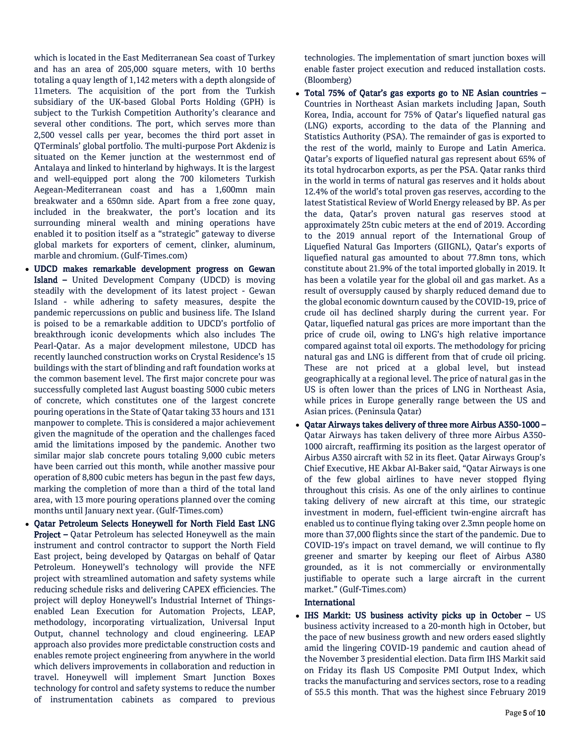which is located in the East Mediterranean Sea coast of Turkey and has an area of 205,000 square meters, with 10 berths totaling a quay length of 1,142 meters with a depth alongside of 11meters. The acquisition of the port from the Turkish subsidiary of the UK-based Global Ports Holding (GPH) is subject to the Turkish Competition Authority's clearance and several other conditions. The port, which serves more than 2,500 vessel calls per year, becomes the third port asset in QTerminals' global portfolio. The multi-purpose Port Akdeniz is situated on the Kemer junction at the westernmost end of Antalaya and linked to hinterland by highways. It is the largest and well-equipped port along the 700 kilometers Turkish Aegean-Mediterranean coast and has a 1,600mn main breakwater and a 650mn side. Apart from a free zone quay, included in the breakwater, the port's location and its surrounding mineral wealth and mining operations have enabled it to position itself as a "strategic" gateway to diverse global markets for exporters of cement, clinker, aluminum, marble and chromium. (Gulf-Times.com)

- **UDCD makes remarkable development progress on Gewan Island –** United Development Company (UDCD) is moving steadily with the development of its latest project - Gewan Island - while adhering to safety measures, despite the pandemic repercussions on public and business life. The Island is poised to be a remarkable addition to UDCD's portfolio of breakthrough iconic developments which also includes The Pearl-Qatar. As a major development milestone, UDCD has recently launched construction works on Crystal Residence's 15 buildings with the start of blinding and raft foundation works at the common basement level. The first major concrete pour was successfully completed last August boasting 5000 cubic meters of concrete, which constitutes one of the largest concrete pouring operations in the State of Qatar taking 33 hours and 131 manpower to complete. This is considered a major achievement given the magnitude of the operation and the challenges faced amid the limitations imposed by the pandemic. Another two similar major slab concrete pours totaling 9,000 cubic meters have been carried out this month, while another massive pour operation of 8,800 cubic meters has begun in the past few days, marking the completion of more than a third of the total land area, with 13 more pouring operations planned over the coming months until January next year. (Gulf-Times.com)
- **Qatar Petroleum Selects Honeywell for North Field East LNG Project –** Qatar Petroleum has selected Honeywell as the main instrument and control contractor to support the North Field East project, being developed by Qatargas on behalf of Qatar Petroleum. Honeywell's technology will provide the NFE project with streamlined automation and safety systems while reducing schedule risks and delivering CAPEX efficiencies. The project will deploy Honeywell's Industrial Internet of Things-enabled Lean Execution for Automation Projects, LEAP, methodology, incorporating virtualization, Universal Input Output, channel technology and cloud engineering. LEAP approach also provides more predictable construction costs and enables remote project engineering from anywhere in the world which delivers improvements in collaboration and reduction in travel. Honeywell will implement Smart Junction Boxes technology for control and safety systems to reduce the number of instrumentation cabinets as compared to previous technologies. The implementation of smart junction boxes will enable faster project execution and reduced installation costs. (Bloomberg)
- **Total 75% of Qatar's gas exports go to NE Asian countries –** Countries in Northeast Asian markets including Japan, South Korea, India, account for 75% of Qatar's liquefied natural gas (LNG) exports, according to the data of the Planning and Statistics Authority (PSA). The remainder of gas is exported to the rest of the world, mainly to Europe and Latin America. Qatar's exports of liquefied natural gas represent about 65% of its total hydrocarbon exports, as per the PSA. Qatar ranks third in the world in terms of natural gas reserves and it holds about 12.4% of the world's total proven gas reserves, according to the latest Statistical Review of World Energy released by BP. As per the data, Qatar's proven natural gas reserves stood at approximately 25tn cubic meters at the end of 2019. According to the 2019 annual report of the International Group of Liquefied Natural Gas Importers (GIIGNL), Qatar's exports of liquefied natural gas amounted to about 77.8mn tons, which constitute about 21.9% of the total imported globally in 2019. It has been a volatile year for the global oil and gas market. As a result of oversupply caused by sharply reduced demand due to the global economic downturn caused by the COVID-19, price of crude oil has declined sharply during the current year. For Qatar, liquefied natural gas prices are more important than the price of crude oil, owing to LNG's high relative importance compared against total oil exports. The methodology for pricing natural gas and LNG is different from that of crude oil pricing. These are not priced at a global level, but instead geographically at a regional level. The price of natural gas in the US is often lower than the prices of LNG in Northeast Asia, while prices in Europe generally range between the US and Asian prices. (Peninsula Qatar)
- **Qatar Airways takes delivery of three more Airbus A350-1000 –** Qatar Airways has taken delivery of three more Airbus A350-1000 aircraft, reaffirming its position as the largest operator of Airbus A350 aircraft with 52 in its fleet. Qatar Airways Group's Chief Executive, HE Akbar Al-Baker said, "Qatar Airways is one of the few global airlines to have never stopped flying throughout this crisis. As one of the only airlines to continue taking delivery of new aircraft at this time, our strategic investment in modern, fuel-efficient twin-engine aircraft has enabled us to continue flying taking over 2.3mn people home on more than 37,000 flights since the start of the pandemic. Due to COVID-19's impact on travel demand, we will continue to fly greener and smarter by keeping our fleet of Airbus A380 grounded, as it is not commercially or environmentally justifiable to operate such a large aircraft in the current market." (Gulf-Times.com)

**International**

- **IHS Markit: US business activity picks up in October –** US business activity increased to a 20-month high in October, but the pace of new business growth and new orders eased slightly amid the lingering COVID-19 pandemic and caution ahead of the November 3 presidential election. Data firm IHS Markit said on Friday its flash US Composite PMI Output Index, which tracks the manufacturing and services sectors, rose to a reading of 55.5 this month. That was the highest since February 2019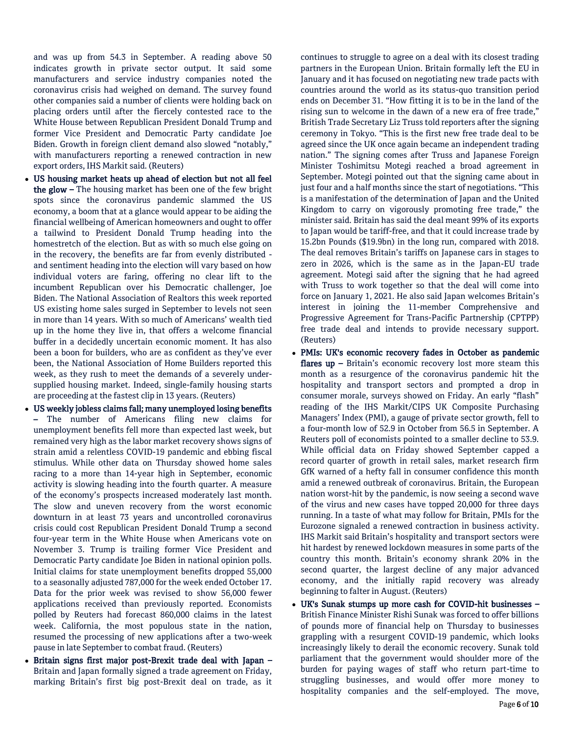and was up from 54.3 in September. A reading above 50 indicates growth in private sector output. It said some manufacturers and service industry companies noted the coronavirus crisis had weighed on demand. The survey found other companies said a number of clients were holding back on placing orders until after the fiercely contested race to the White House between Republican President Donald Trump and former Vice President and Democratic Party candidate Joe Biden. Growth in foreign client demand also slowed "notably," with manufacturers reporting a renewed contraction in new export orders, IHS Markit said. (Reuters)

- **US housing market heats up ahead of election but not all feel the glow –** The housing market has been one of the few bright spots since the coronavirus pandemic slammed the US economy, a boom that at a glance would appear to be aiding the financial wellbeing of American homeowners and ought to offer a tailwind to President Donald Trump heading into the homestretch of the election. But as with so much else going on in the recovery, the benefits are far from evenly distributed - and sentiment heading into the election will vary based on how individual voters are faring, offering no clear lift to the incumbent Republican over his Democratic challenger, Joe Biden. The National Association of Realtors this week reported US existing home sales surged in September to levels not seen in more than 14 years. With so much of Americans' wealth tied up in the home they live in, that offers a welcome financial buffer in a decidedly uncertain economic moment. It has also been a boon for builders, who are as confident as they've ever been, the National Association of Home Builders reported this week, as they rush to meet the demands of a severely under-supplied housing market. Indeed, single-family housing starts are proceeding at the fastest clip in 13 years. (Reuters)
- **US weekly jobless claims fall; many unemployed losing benefits –** The number of Americans filing new claims for unemployment benefits fell more than expected last week, but remained very high as the labor market recovery shows signs of strain amid a relentless COVID-19 pandemic and ebbing fiscal stimulus. While other data on Thursday showed home sales racing to a more than 14-year high in September, economic activity is slowing heading into the fourth quarter. A measure of the economy's prospects increased moderately last month. The slow and uneven recovery from the worst economic downturn in at least 73 years and uncontrolled coronavirus crisis could cost Republican President Donald Trump a second four-year term in the White House when Americans vote on November 3. Trump is trailing former Vice President and Democratic Party candidate Joe Biden in national opinion polls. Initial claims for state unemployment benefits dropped 55,000 to a seasonally adjusted 787,000 for the week ended October 17. Data for the prior week was revised to show 56,000 fewer applications received than previously reported. Economists polled by Reuters had forecast 860,000 claims in the latest week. California, the most populous state in the nation, resumed the processing of new applications after a two-week pause in late September to combat fraud. (Reuters)
- **Britain signs first major post-Brexit trade deal with Japan –** Britain and Japan formally signed a trade agreement on Friday, marking Britain's first big post-Brexit deal on trade, as it continues to struggle to agree on a deal with its closest trading partners in the European Union. Britain formally left the EU in January and it has focused on negotiating new trade pacts with countries around the world as its status-quo transition period ends on December 31. "How fitting it is to be in the land of the rising sun to welcome in the dawn of a new era of free trade," British Trade Secretary Liz Truss told reporters after the signing ceremony in Tokyo. "This is the first new free trade deal to be agreed since the UK once again became an independent trading nation." The signing comes after Truss and Japanese Foreign Minister Toshimitsu Motegi reached a broad agreement in September. Motegi pointed out that the signing came about in just four and a half months since the start of negotiations. "This is a manifestation of the determination of Japan and the United Kingdom to carry on vigorously promoting free trade," the minister said. Britain has said the deal meant 99% of its exports to Japan would be tariff-free, and that it could increase trade by 15.2bn Pounds ($19.9bn) in the long run, compared with 2018. The deal removes Britain's tariffs on Japanese cars in stages to zero in 2026, which is the same as in the Japan-EU trade agreement. Motegi said after the signing that he had agreed with Truss to work together so that the deal will come into force on January 1, 2021. He also said Japan welcomes Britain's interest in joining the 11-member Comprehensive and Progressive Agreement for Trans-Pacific Partnership (CPTPP) free trade deal and intends to provide necessary support. (Reuters)
- **PMIs: UK's economic recovery fades in October as pandemic flares up –** Britain's economic recovery lost more steam this month as a resurgence of the coronavirus pandemic hit the hospitality and transport sectors and prompted a drop in consumer morale, surveys showed on Friday. An early "flash" reading of the IHS Markit/CIPS UK Composite Purchasing Managers' Index (PMI), a gauge of private sector growth, fell to a four-month low of 52.9 in October from 56.5 in September. A Reuters poll of economists pointed to a smaller decline to 53.9. While official data on Friday showed September capped a record quarter of growth in retail sales, market research firm GfK warned of a hefty fall in consumer confidence this month amid a renewed outbreak of coronavirus. Britain, the European nation worst-hit by the pandemic, is now seeing a second wave of the virus and new cases have topped 20,000 for three days running. In a taste of what may follow for Britain, PMIs for the Eurozone signaled a renewed contraction in business activity. IHS Markit said Britain's hospitality and transport sectors were hit hardest by renewed lockdown measures in some parts of the country this month. Britain's economy shrank 20% in the second quarter, the largest decline of any major advanced economy, and the initially rapid recovery was already beginning to falter in August. (Reuters)
- **UK's Sunak stumps up more cash for COVID-hit businesses –** British Finance Minister Rishi Sunak was forced to offer billions of pounds more of financial help on Thursday to businesses grappling with a resurgent COVID-19 pandemic, which looks increasingly likely to derail the economic recovery. Sunak told parliament that the government would shoulder more of the burden for paying wages of staff who return part-time to struggling businesses, and would offer more money to hospitality companies and the self-employed. The move,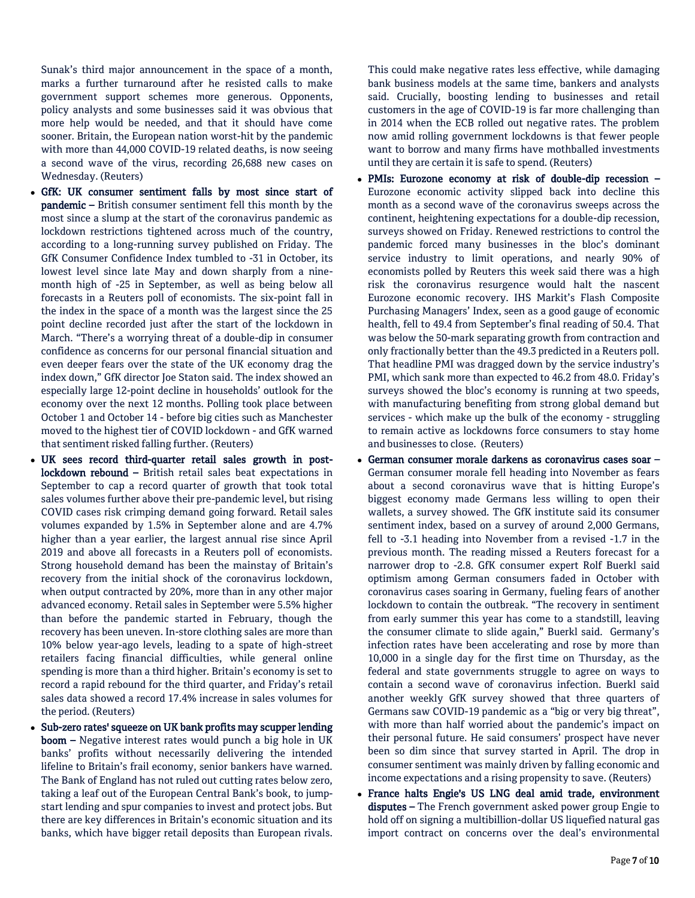Sunak's third major announcement in the space of a month, marks a further turnaround after he resisted calls to make government support schemes more generous. Opponents, policy analysts and some businesses said it was obvious that more help would be needed, and that it should have come sooner. Britain, the European nation worst-hit by the pandemic with more than 44,000 COVID-19 related deaths, is now seeing a second wave of the virus, recording 26,688 new cases on Wednesday. (Reuters)

- **GfK: UK consumer sentiment falls by most since start of pandemic –** British consumer sentiment fell this month by the most since a slump at the start of the coronavirus pandemic as lockdown restrictions tightened across much of the country, according to a long-running survey published on Friday. The GfK Consumer Confidence Index tumbled to -31 in October, its lowest level since late May and down sharply from a nine-month high of -25 in September, as well as being below all forecasts in a Reuters poll of economists. The six-point fall in the index in the space of a month was the largest since the 25 point decline recorded just after the start of the lockdown in March. "There's a worrying threat of a double-dip in consumer confidence as concerns for our personal financial situation and even deeper fears over the state of the UK economy drag the index down," GfK director Joe Staton said. The index showed an especially large 12-point decline in households' outlook for the economy over the next 12 months. Polling took place between October 1 and October 14 - before big cities such as Manchester moved to the highest tier of COVID lockdown - and GfK warned that sentiment risked falling further. (Reuters)
- **UK sees record third-quarter retail sales growth in post-lockdown rebound –** British retail sales beat expectations in September to cap a record quarter of growth that took total sales volumes further above their pre-pandemic level, but rising COVID cases risk crimping demand going forward. Retail sales volumes expanded by 1.5% in September alone and are 4.7% higher than a year earlier, the largest annual rise since April 2019 and above all forecasts in a Reuters poll of economists. Strong household demand has been the mainstay of Britain's recovery from the initial shock of the coronavirus lockdown, when output contracted by 20%, more than in any other major advanced economy. Retail sales in September were 5.5% higher than before the pandemic started in February, though the recovery has been uneven. In-store clothing sales are more than 10% below year-ago levels, leading to a spate of high-street retailers facing financial difficulties, while general online spending is more than a third higher. Britain's economy is set to record a rapid rebound for the third quarter, and Friday's retail sales data showed a record 17.4% increase in sales volumes for the period. (Reuters)
- **Sub-zero rates' squeeze on UK bank profits may scupper lending boom –** Negative interest rates would punch a big hole in UK banks' profits without necessarily delivering the intended lifeline to Britain's frail economy, senior bankers have warned. The Bank of England has not ruled out cutting rates below zero, taking a leaf out of the European Central Bank's book, to jump-start lending and spur companies to invest and protect jobs. But there are key differences in Britain's economic situation and its banks, which have bigger retail deposits than European rivals. This could make negative rates less effective, while damaging bank business models at the same time, bankers and analysts said. Crucially, boosting lending to businesses and retail customers in the age of COVID-19 is far more challenging than in 2014 when the ECB rolled out negative rates. The problem now amid rolling government lockdowns is that fewer people want to borrow and many firms have mothballed investments until they are certain it is safe to spend. (Reuters)
- **PMIs: Eurozone economy at risk of double-dip recession –** Eurozone economic activity slipped back into decline this month as a second wave of the coronavirus sweeps across the continent, heightening expectations for a double-dip recession, surveys showed on Friday. Renewed restrictions to control the pandemic forced many businesses in the bloc's dominant service industry to limit operations, and nearly 90% of economists polled by Reuters this week said there was a high risk the coronavirus resurgence would halt the nascent Eurozone economic recovery. IHS Markit's Flash Composite Purchasing Managers' Index, seen as a good gauge of economic health, fell to 49.4 from September's final reading of 50.4. That was below the 50-mark separating growth from contraction and only fractionally better than the 49.3 predicted in a Reuters poll. That headline PMI was dragged down by the service industry's PMI, which sank more than expected to 46.2 from 48.0. Friday's surveys showed the bloc's economy is running at two speeds, with manufacturing benefiting from strong global demand but services - which make up the bulk of the economy - struggling to remain active as lockdowns force consumers to stay home and businesses to close. (Reuters)
- **German consumer morale darkens as coronavirus cases soar –** German consumer morale fell heading into November as fears about a second coronavirus wave that is hitting Europe's biggest economy made Germans less willing to open their wallets, a survey showed. The GfK institute said its consumer sentiment index, based on a survey of around 2,000 Germans, fell to -3.1 heading into November from a revised -1.7 in the previous month. The reading missed a Reuters forecast for a narrower drop to -2.8. GfK consumer expert Rolf Buerkl said optimism among German consumers faded in October with coronavirus cases soaring in Germany, fueling fears of another lockdown to contain the outbreak. "The recovery in sentiment from early summer this year has come to a standstill, leaving the consumer climate to slide again," Buerkl said. Germany's infection rates have been accelerating and rose by more than 10,000 in a single day for the first time on Thursday, as the federal and state governments struggle to agree on ways to contain a second wave of coronavirus infection. Buerkl said another weekly GfK survey showed that three quarters of Germans saw COVID-19 pandemic as a "big or very big threat", with more than half worried about the pandemic's impact on their personal future. He said consumers' prospect have never been so dim since that survey started in April. The drop in consumer sentiment was mainly driven by falling economic and income expectations and a rising propensity to save. (Reuters)
- **France halts Engie's US LNG deal amid trade, environment disputes –** The French government asked power group Engie to hold off on signing a multibillion-dollar US liquefied natural gas import contract on concerns over the deal's environmental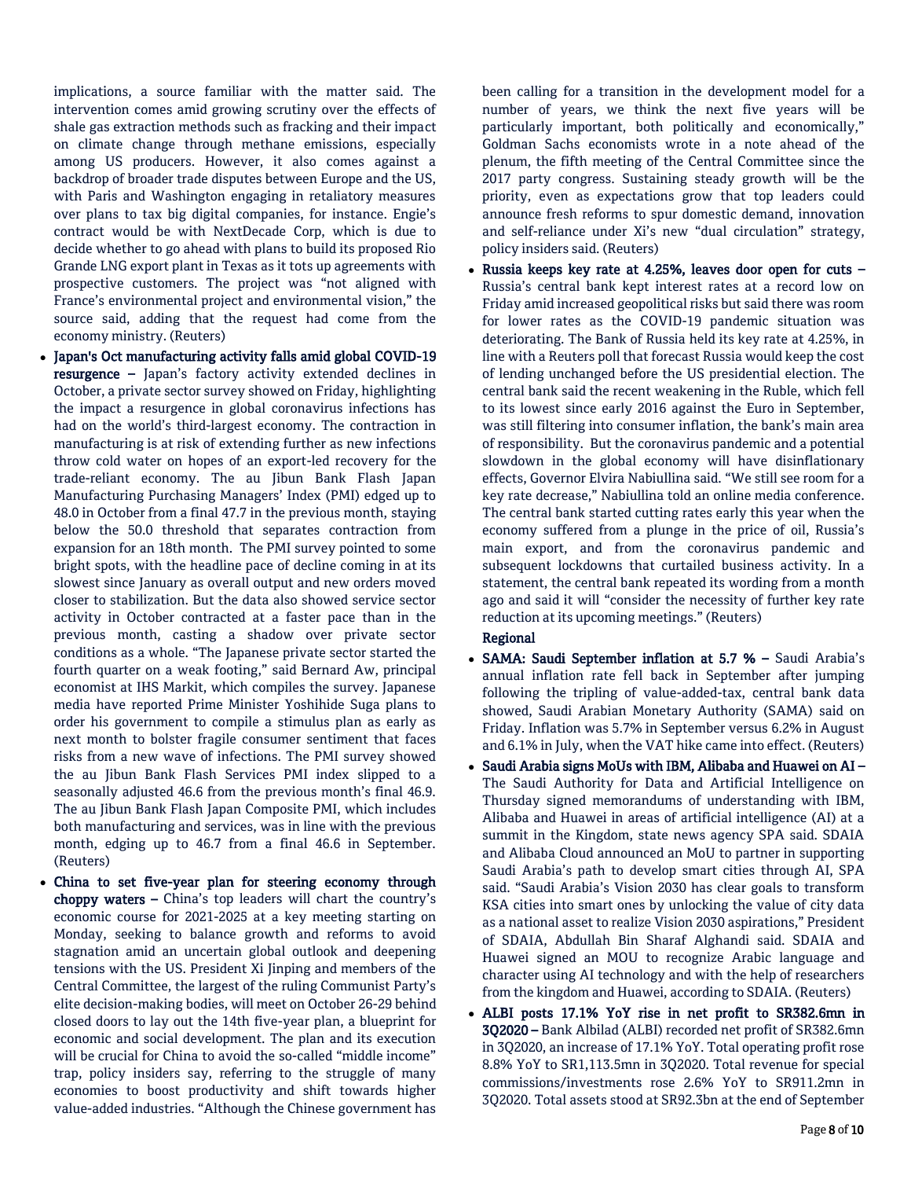implications, a source familiar with the matter said. The intervention comes amid growing scrutiny over the effects of shale gas extraction methods such as fracking and their impact on climate change through methane emissions, especially among US producers. However, it also comes against a backdrop of broader trade disputes between Europe and the US, with Paris and Washington engaging in retaliatory measures over plans to tax big digital companies, for instance. Engie's contract would be with NextDecade Corp, which is due to decide whether to go ahead with plans to build its proposed Rio Grande LNG export plant in Texas as it tots up agreements with prospective customers. The project was "not aligned with France's environmental project and environmental vision," the source said, adding that the request had come from the economy ministry. (Reuters)

- **Japan's Oct manufacturing activity falls amid global COVID-19 resurgence –** Japan's factory activity extended declines in October, a private sector survey showed on Friday, highlighting the impact a resurgence in global coronavirus infections has had on the world's third-largest economy. The contraction in manufacturing is at risk of extending further as new infections throw cold water on hopes of an export-led recovery for the trade-reliant economy. The au Jibun Bank Flash Japan Manufacturing Purchasing Managers' Index (PMI) edged up to 48.0 in October from a final 47.7 in the previous month, staying below the 50.0 threshold that separates contraction from expansion for an 18th month. The PMI survey pointed to some bright spots, with the headline pace of decline coming in at its slowest since January as overall output and new orders moved closer to stabilization. But the data also showed service sector activity in October contracted at a faster pace than in the previous month, casting a shadow over private sector conditions as a whole. "The Japanese private sector started the fourth quarter on a weak footing," said Bernard Aw, principal economist at IHS Markit, which compiles the survey. Japanese media have reported Prime Minister Yoshihide Suga plans to order his government to compile a stimulus plan as early as next month to bolster fragile consumer sentiment that faces risks from a new wave of infections. The PMI survey showed the au Jibun Bank Flash Services PMI index slipped to a seasonally adjusted 46.6 from the previous month's final 46.9. The au Jibun Bank Flash Japan Composite PMI, which includes both manufacturing and services, was in line with the previous month, edging up to 46.7 from a final 46.6 in September. (Reuters)
- **China to set five-year plan for steering economy through choppy waters –** China's top leaders will chart the country's economic course for 2021-2025 at a key meeting starting on Monday, seeking to balance growth and reforms to avoid stagnation amid an uncertain global outlook and deepening tensions with the US. President Xi Jinping and members of the Central Committee, the largest of the ruling Communist Party's elite decision-making bodies, will meet on October 26-29 behind closed doors to lay out the 14th five-year plan, a blueprint for economic and social development. The plan and its execution will be crucial for China to avoid the so-called "middle income" trap, policy insiders say, referring to the struggle of many economies to boost productivity and shift towards higher value-added industries. "Although the Chinese government has been calling for a transition in the development model for a number of years, we think the next five years will be particularly important, both politically and economically," Goldman Sachs economists wrote in a note ahead of the plenum, the fifth meeting of the Central Committee since the 2017 party congress. Sustaining steady growth will be the priority, even as expectations grow that top leaders could announce fresh reforms to spur domestic demand, innovation and self-reliance under Xi's new "dual circulation" strategy, policy insiders said. (Reuters)
- **Russia keeps key rate at 4.25%, leaves door open for cuts –** Russia's central bank kept interest rates at a record low on Friday amid increased geopolitical risks but said there was room for lower rates as the COVID-19 pandemic situation was deteriorating. The Bank of Russia held its key rate at 4.25%, in line with a Reuters poll that forecast Russia would keep the cost of lending unchanged before the US presidential election. The central bank said the recent weakening in the Ruble, which fell to its lowest since early 2016 against the Euro in September, was still filtering into consumer inflation, the bank's main area of responsibility. But the coronavirus pandemic and a potential slowdown in the global economy will have disinflationary effects, Governor Elvira Nabiullina said. "We still see room for a key rate decrease," Nabiullina told an online media conference. The central bank started cutting rates early this year when the economy suffered from a plunge in the price of oil, Russia's main export, and from the coronavirus pandemic and subsequent lockdowns that curtailed business activity. In a statement, the central bank repeated its wording from a month ago and said it will "consider the necessity of further key rate reduction at its upcoming meetings." (Reuters)

## Regional

- **SAMA: Saudi September inflation at 5.7 % –** Saudi Arabia's annual inflation rate fell back in September after jumping following the tripling of value-added-tax, central bank data showed, Saudi Arabian Monetary Authority (SAMA) said on Friday. Inflation was 5.7% in September versus 6.2% in August and 6.1% in July, when the VAT hike came into effect. (Reuters)
- **Saudi Arabia signs MoUs with IBM, Alibaba and Huawei on AI –** The Saudi Authority for Data and Artificial Intelligence on Thursday signed memorandums of understanding with IBM, Alibaba and Huawei in areas of artificial intelligence (AI) at a summit in the Kingdom, state news agency SPA said. SDAIA and Alibaba Cloud announced an MoU to partner in supporting Saudi Arabia's path to develop smart cities through AI, SPA said. "Saudi Arabia's Vision 2030 has clear goals to transform KSA cities into smart ones by unlocking the value of city data as a national asset to realize Vision 2030 aspirations," President of SDAIA, Abdullah Bin Sharaf Alghandi said. SDAIA and Huawei signed an MOU to recognize Arabic language and character using AI technology and with the help of researchers from the kingdom and Huawei, according to SDAIA. (Reuters)
- **ALBI posts 17.1% YoY rise in net profit to SR382.6mn in 3Q2020 –** Bank Albilad (ALBI) recorded net profit of SR382.6mn in 3Q2020, an increase of 17.1% YoY. Total operating profit rose 8.8% YoY to SR1,113.5mn in 3Q2020. Total revenue for special commissions/investments rose 2.6% YoY to SR911.2mn in 3Q2020. Total assets stood at SR92.3bn at the end of September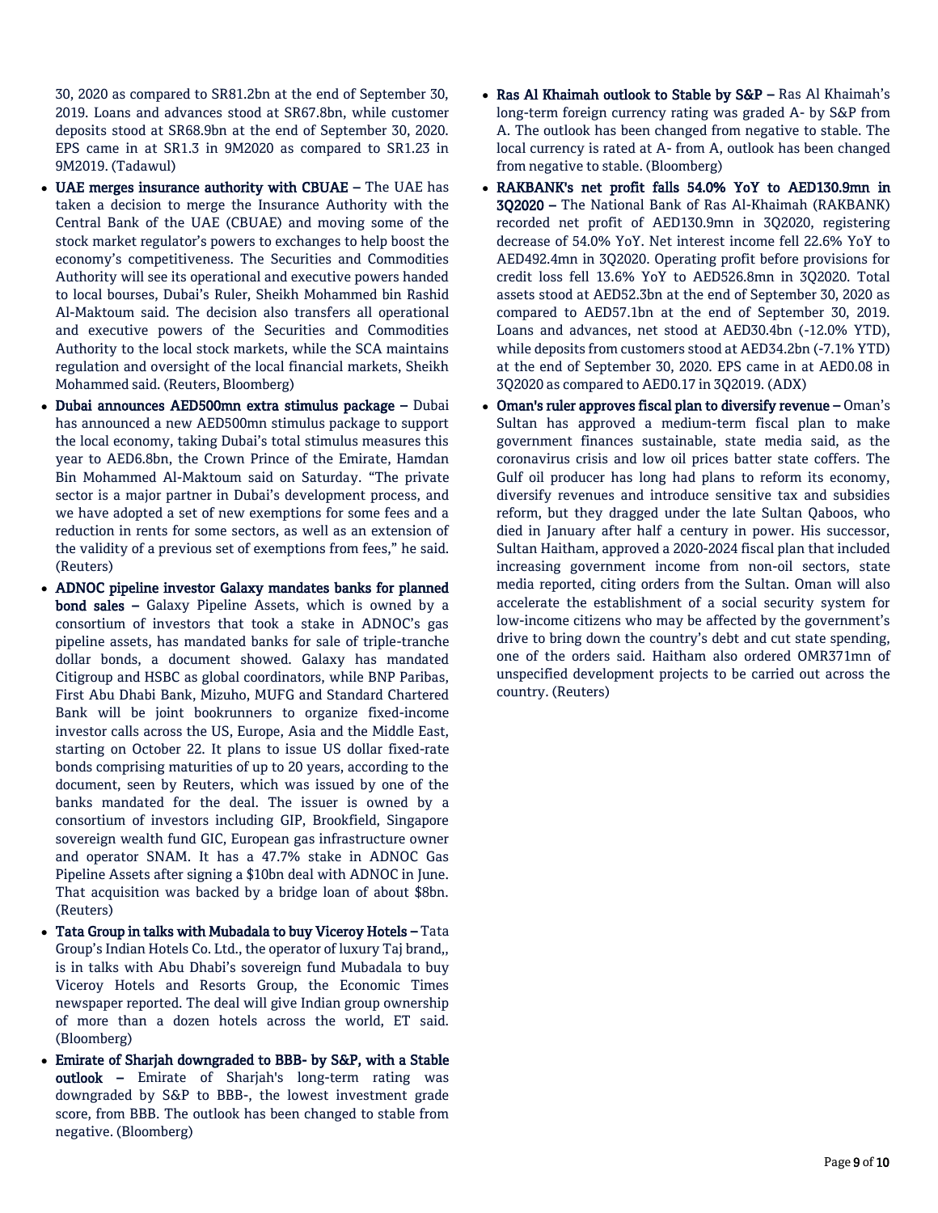30, 2020 as compared to SR81.2bn at the end of September 30, 2019. Loans and advances stood at SR67.8bn, while customer deposits stood at SR68.9bn at the end of September 30, 2020. EPS came in at SR1.3 in 9M2020 as compared to SR1.23 in 9M2019. (Tadawul)

- **UAE merges insurance authority with CBUAE –** The UAE has taken a decision to merge the Insurance Authority with the Central Bank of the UAE (CBUAE) and moving some of the stock market regulator's powers to exchanges to help boost the economy's competitiveness. The Securities and Commodities Authority will see its operational and executive powers handed to local bourses, Dubai's Ruler, Sheikh Mohammed bin Rashid Al-Maktoum said. The decision also transfers all operational and executive powers of the Securities and Commodities Authority to the local stock markets, while the SCA maintains regulation and oversight of the local financial markets, Sheikh Mohammed said. (Reuters, Bloomberg)
- **Dubai announces AED500mn extra stimulus package –** Dubai has announced a new AED500mn stimulus package to support the local economy, taking Dubai's total stimulus measures this year to AED6.8bn, the Crown Prince of the Emirate, Hamdan Bin Mohammed Al-Maktoum said on Saturday. "The private sector is a major partner in Dubai's development process, and we have adopted a set of new exemptions for some fees and a reduction in rents for some sectors, as well as an extension of the validity of a previous set of exemptions from fees," he said. (Reuters)
- **ADNOC pipeline investor Galaxy mandates banks for planned bond sales –** Galaxy Pipeline Assets, which is owned by a consortium of investors that took a stake in ADNOC's gas pipeline assets, has mandated banks for sale of triple-tranche dollar bonds, a document showed. Galaxy has mandated Citigroup and HSBC as global coordinators, while BNP Paribas, First Abu Dhabi Bank, Mizuho, MUFG and Standard Chartered Bank will be joint bookrunners to organize fixed-income investor calls across the US, Europe, Asia and the Middle East, starting on October 22. It plans to issue US dollar fixed-rate bonds comprising maturities of up to 20 years, according to the document, seen by Reuters, which was issued by one of the banks mandated for the deal. The issuer is owned by a consortium of investors including GIP, Brookfield, Singapore sovereign wealth fund GIC, European gas infrastructure owner and operator SNAM. It has a 47.7% stake in ADNOC Gas Pipeline Assets after signing a $10bn deal with ADNOC in June. That acquisition was backed by a bridge loan of about $8bn. (Reuters)
- **Tata Group in talks with Mubadala to buy Viceroy Hotels –** Tata Group's Indian Hotels Co. Ltd., the operator of luxury Taj brand,, is in talks with Abu Dhabi's sovereign fund Mubadala to buy Viceroy Hotels and Resorts Group, the Economic Times newspaper reported. The deal will give Indian group ownership of more than a dozen hotels across the world, ET said. (Bloomberg)
- **Emirate of Sharjah downgraded to BBB- by S&P, with a Stable outlook –** Emirate of Sharjah's long-term rating was downgraded by S&P to BBB-, the lowest investment grade score, from BBB. The outlook has been changed to stable from negative. (Bloomberg)
- **Ras Al Khaimah outlook to Stable by S&P –** Ras Al Khaimah's long-term foreign currency rating was graded A- by S&P from A. The outlook has been changed from negative to stable. The local currency is rated at A- from A, outlook has been changed from negative to stable. (Bloomberg)
- **RAKBANK's net profit falls 54.0% YoY to AED130.9mn in 3Q2020 –** The National Bank of Ras Al-Khaimah (RAKBANK) recorded net profit of AED130.9mn in 3Q2020, registering decrease of 54.0% YoY. Net interest income fell 22.6% YoY to AED492.4mn in 3Q2020. Operating profit before provisions for credit loss fell 13.6% YoY to AED526.8mn in 3Q2020. Total assets stood at AED52.3bn at the end of September 30, 2020 as compared to AED57.1bn at the end of September 30, 2019. Loans and advances, net stood at AED30.4bn (-12.0% YTD), while deposits from customers stood at AED34.2bn (-7.1% YTD) at the end of September 30, 2020. EPS came in at AED0.08 in 3Q2020 as compared to AED0.17 in 3Q2019. (ADX)
- **Oman's ruler approves fiscal plan to diversify revenue –** Oman's Sultan has approved a medium-term fiscal plan to make government finances sustainable, state media said, as the coronavirus crisis and low oil prices batter state coffers. The Gulf oil producer has long had plans to reform its economy, diversify revenues and introduce sensitive tax and subsidies reform, but they dragged under the late Sultan Qaboos, who died in January after half a century in power. His successor, Sultan Haitham, approved a 2020-2024 fiscal plan that included increasing government income from non-oil sectors, state media reported, citing orders from the Sultan. Oman will also accelerate the establishment of a social security system for low-income citizens who may be affected by the government's drive to bring down the country's debt and cut state spending, one of the orders said. Haitham also ordered OMR371mn of unspecified development projects to be carried out across the country. (Reuters)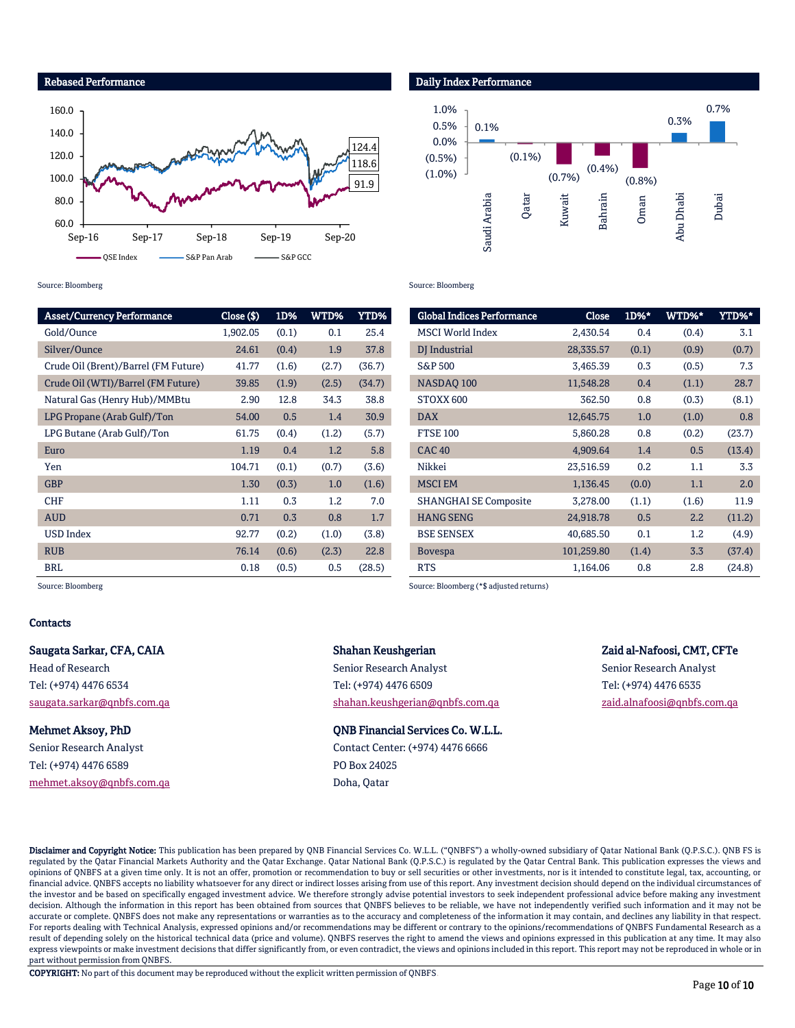## Rebased Performance

160.0
140.0
120.0
100.0
80.0
60.0

Sep-16 Sep-17 Sep-18 Sep-19 Sep-20

124.4
118.6
91.9

QSE Index S&P Pan Arab S&P GCC

Source: Bloomberg

## Daily Index Performance

1.0%
0.5%
0.0%
(0.5%)
(1.0%)

0.1% (0.1%) (0.7%) (0.4%) (0.8%) 0.3% 0.7%

Saudi Arabia Qatar Kuwait Bahrain Oman Abu Dhabi Dubai

Source: Bloomberg

| Asset/Currency Performance | Close ($) | 1D% | WTD% | YTD% |
|---|---|---|---|---|
| Gold/Ounce | 1,902.05 | (0.1) | 0.1 | 25.4 |
| Silver/Ounce | 24.61 | (0.4) | 1.9 | 37.8 |
| Crude Oil (Brent)/Barrel (FM Future) | 41.77 | (1.6) | (2.7) | (36.7) |
| Crude Oil (WTI)/Barrel (FM Future) | 39.85 | (1.9) | (2.5) | (34.7) |
| Natural Gas (Henry Hub)/MMBtu | 2.90 | 12.8 | 34.3 | 38.8 |
| LPG Propane (Arab Gulf)/Ton | 54.00 | 0.5 | 1.4 | 30.9 |
| LPG Butane (Arab Gulf)/Ton | 61.75 | (0.4) | (1.2) | (5.7) |
| Euro | 1.19 | 0.4 | 1.2 | 5.8 |
| Yen | 104.71 | (0.1) | (0.7) | (3.6) |
| GBP | 1.30 | (0.3) | 1.0 | (1.6) |
| CHF | 1.11 | 0.3 | 1.2 | 7.0 |
| AUD | 0.71 | 0.3 | 0.8 | 1.7 |
| USD Index | 92.77 | (0.2) | (1.0) | (3.8) |
| RUB | 76.14 | (0.6) | (2.3) | 22.8 |
| BRL | 0.18 | (0.5) | 0.5 | (28.5) |

Source: Bloomberg

| Global Indices Performance | Close | 1D%* | WTD%* | YTD%* |
|---|---|---|---|---|
| MSCI World Index | 2,430.54 | 0.4 | (0.4) | 3.1 |
| DJ Industrial | 28,335.57 | (0.1) | (0.9) | (0.7) |
| S&P 500 | 3,465.39 | 0.3 | (0.5) | 7.3 |
| NASDAQ 100 | 11,548.28 | 0.4 | (1.1) | 28.7 |
| STOXX 600 | 362.50 | 0.8 | (0.3) | (8.1) |
| DAX | 12,645.75 | 1.0 | (1.0) | 0.8 |
| FTSE 100 | 5,860.28 | 0.8 | (0.2) | (23.7) |
| CAC 40 | 4,909.64 | 1.4 | 0.5 | (13.4) |
| Nikkei | 23,516.59 | 0.2 | 1.1 | 3.3 |
| MSCI EM | 1,136.45 | (0.0) | 1.1 | 2.0 |
| SHANGHAI SE Composite | 3,278.00 | (1.1) | (1.6) | 11.9 |
| HANG SENG | 24,918.78 | 0.5 | 2.2 | (11.2) |
| BSE SENSEX | 40,685.50 | 0.1 | 1.2 | (4.9) |
| Bovespa | 101,259.80 | (1.4) | 3.3 | (37.4) |
| RTS | 1,164.06 | 0.8 | 2.8 | (24.8) |

Source: Bloomberg (*$ adjusted returns)

## Contacts

**Saugata Sarkar, CFA, CAIA**
Head of Research
Tel: (+974) 4476 6534
saugata.sarkar@qnbfs.com.qa

**Shahan Keushgerian**
Senior Research Analyst
Tel: (+974) 4476 6509
shahan.keushgerian@qnbfs.com.qa

**Zaid al-Nafoosi, CMT, CFTe**
Senior Research Analyst
Tel: (+974) 4476 6535
zaid.alnafoosi@qnbfs.com.qa

**Mehmet Aksoy, PhD**
Senior Research Analyst
Tel: (+974) 4476 6589
mehmet.aksoy@qnbfs.com.qa

**QNB Financial Services Co. W.L.L.**
Contact Center: (+974) 4476 6666
PO Box 24025
Doha, Qatar

**Disclaimer and Copyright Notice:** This publication has been prepared by QNB Financial Services Co. W.L.L. ("QNBFS") a wholly-owned subsidiary of Qatar National Bank (Q.P.S.C.). QNB FS is regulated by the Qatar Financial Markets Authority and the Qatar Exchange. Qatar National Bank (Q.P.S.C.) is regulated by the Qatar Central Bank. This publication expresses the views and opinions of QNBFS at a given time only. It is not an offer, promotion or recommendation to buy or sell securities or other investments, nor is it intended to constitute legal, tax, accounting, or financial advice. QNBFS accepts no liability whatsoever for any direct or indirect losses arising from use of this report. Any investment decision should depend on the individual circumstances of the investor and be based on specifically engaged investment advice. We therefore strongly advise potential investors to seek independent professional advice before making any investment decision. Although the information in this report has been obtained from sources that QNBFS believes to be reliable, we have not independently verified such information and it may not be accurate or complete. QNBFS does not make any representations or warranties as to the accuracy and completeness of the information it may contain, and declines any liability in that respect. For reports dealing with Technical Analysis, expressed opinions and/or recommendations may be different or contrary to the opinions/recommendations of QNBFS Fundamental Research as a result of depending solely on the historical technical data (price and volume). QNBFS reserves the right to amend the views and opinions expressed in this publication at any time. It may also express viewpoints or make investment decisions that differ significantly from, or even contradict, the views and opinions included in this report. This report may not be reproduced in whole or in part without permission from QNBFS.

**COPYRIGHT:** No part of this document may be reproduced without the explicit written permission of QNBFS